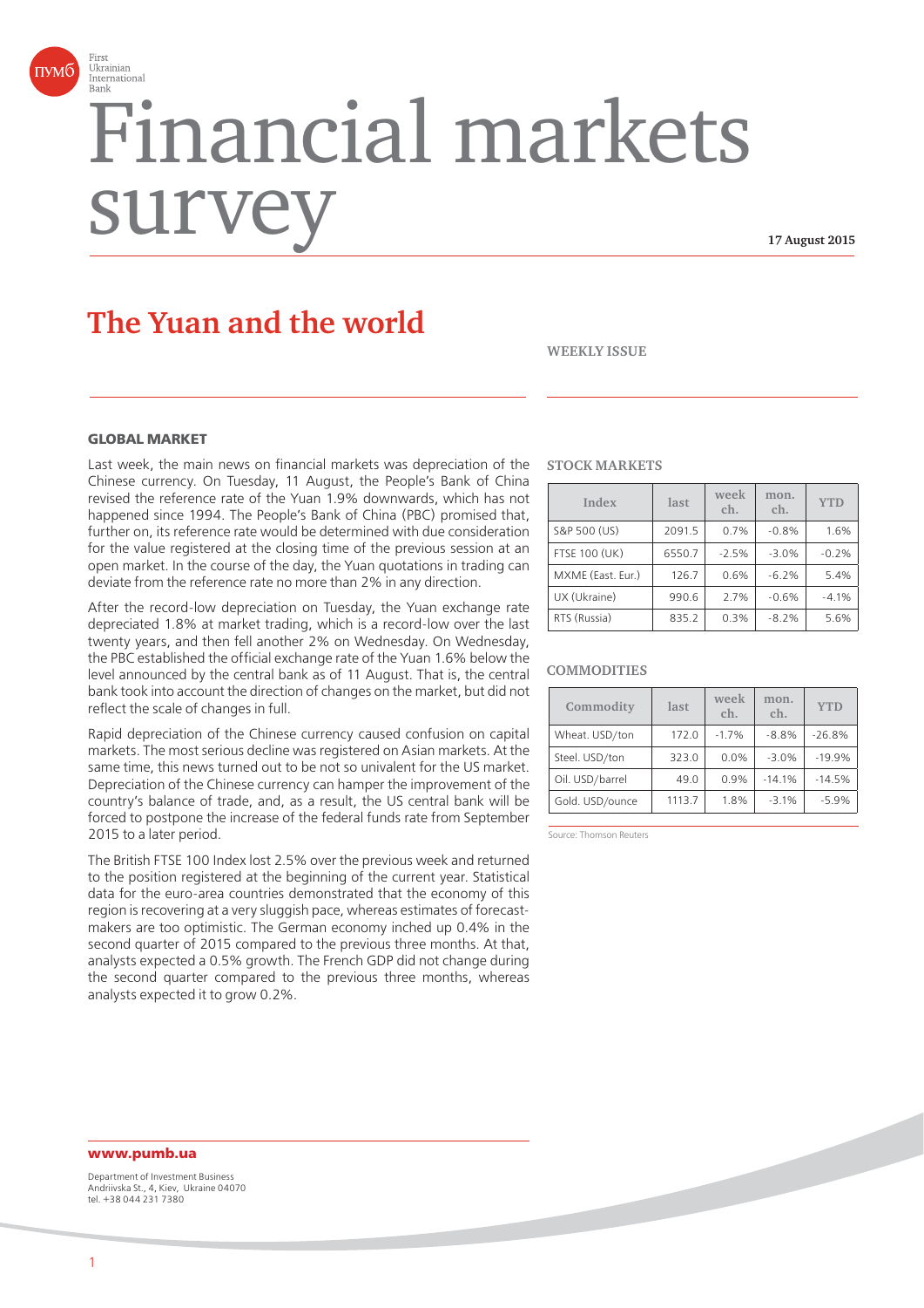First Ukrainian International Bank

# Financial markets survey

**17 August 2015**

## The Yuan and the world

**WEEKLY ISSUE**

### GLOBAL MARKET

Last week, the main news on financial markets was depreciation of the Chinese currency. On Tuesday, 11 August, the People's Bank of China revised the reference rate of the Yuan 1.9% downwards, which has not happened since 1994. The People's Bank of China (PBC) promised that, further on, its reference rate would be determined with due consideration for the value registered at the closing time of the previous session at an open market. In the course of the day, the Yuan quotations in trading can deviate from the reference rate no more than 2% in any direction.

After the record-low depreciation on Tuesday, the Yuan exchange rate depreciated 1.8% at market trading, which is a record-low over the last twenty years, and then fell another 2% on Wednesday. On Wednesday, the PBC established the official exchange rate of the Yuan 1.6% below the level announced by the central bank as of 11 August. That is, the central bank took into account the direction of changes on the market, but did not reflect the scale of changes in full.

Rapid depreciation of the Chinese currency caused confusion on capital markets. The most serious decline was registered on Asian markets. At the same time, this news turned out to be not so univalent for the US market. Depreciation of the Chinese currency can hamper the improvement of the country's balance of trade, and, as a result, the US central bank will be forced to postpone the increase of the federal funds rate from September 2015 to a later period.

The British FTSE 100 Index lost 2.5% over the previous week and returned to the position registered at the beginning of the current year. Statistical data for the euro-area countries demonstrated that the economy of this region is recovering at a very sluggish pace, whereas estimates of forecast-makers are too optimistic. The German economy inched up 0.4% in the second quarter of 2015 compared to the previous three months. At that, analysts expected a 0.5% growth. The French GDP did not change during the second quarter compared to the previous three months, whereas analysts expected it to grow 0.2%.

### STOCK MARKETS

| Index | last | week ch. | mon. ch. | YTD |
|---|---|---|---|---|
| S&P 500 (US) | 2091.5 | 0.7% | -0.8% | 1.6% |
| FTSE 100 (UK) | 6550.7 | -2.5% | -3.0% | -0.2% |
| MXME (East. Eur.) | 126.7 | 0.6% | -6.2% | 5.4% |
| UX (Ukraine) | 990.6 | 2.7% | -0.6% | -4.1% |
| RTS (Russia) | 835.2 | 0.3% | -8.2% | 5.6% |

### COMMODITIES

| Commodity | last | week ch. | mon. ch. | YTD |
|---|---|---|---|---|
| Wheat. USD/ton | 172.0 | -1.7% | -8.8% | -26.8% |
| Steel. USD/ton | 323.0 | 0.0% | -3.0% | -19.9% |
| Oil. USD/barrel | 49.0 | 0.9% | -14.1% | -14.5% |
| Gold. USD/ounce | 1113.7 | 1.8% | -3.1% | -5.9% |

Source: Thomson Reuters

**www.pumb.ua**

Department of Investment Business
Andriivska St., 4, Kiev, Ukraine 04070
tel. +38 044 231 7380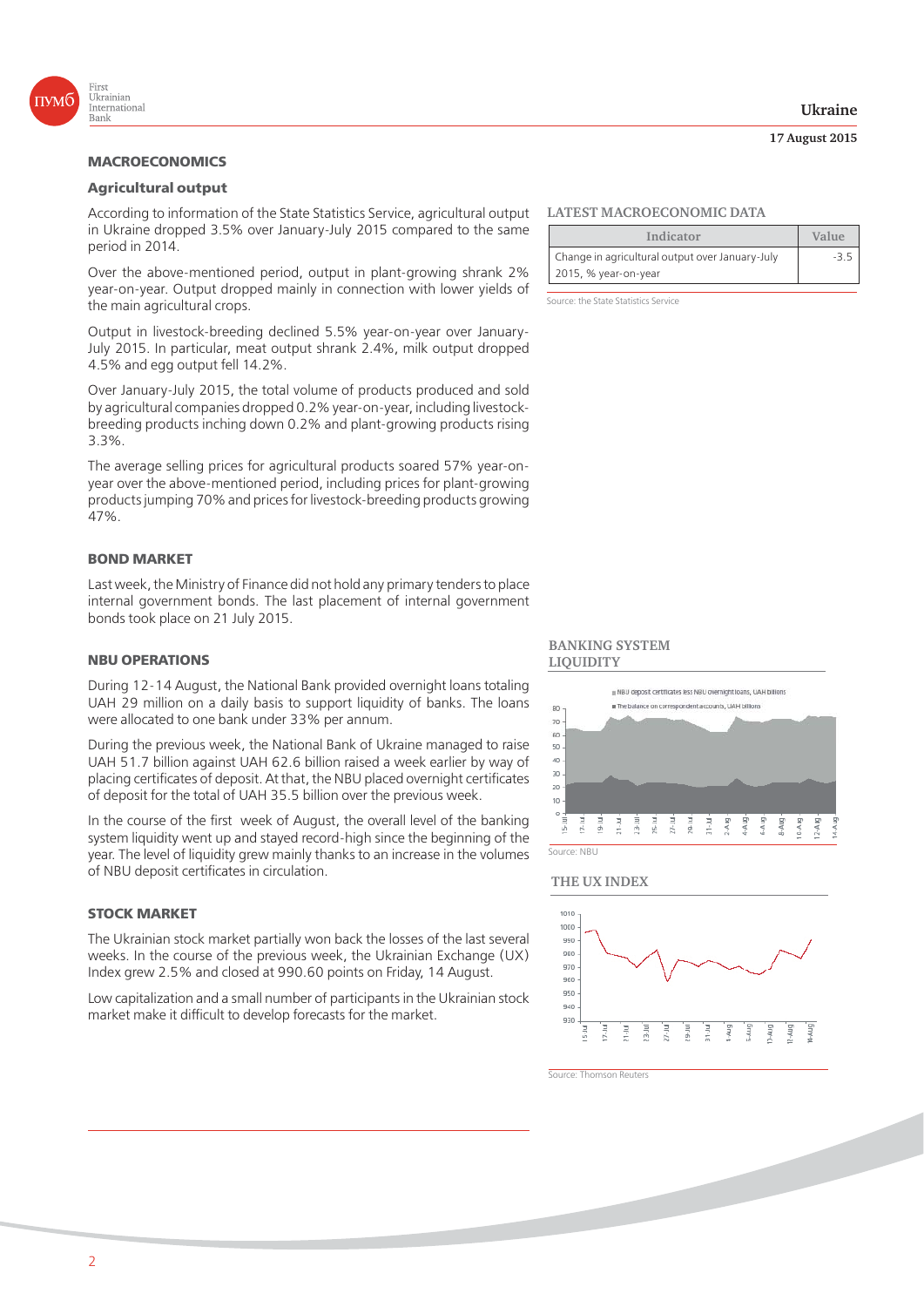## MACROECONOMICS

### Agricultural output

According to information of the State Statistics Service, agricultural output in Ukraine dropped 3.5% over January-July 2015 compared to the same period in 2014.

Over the above-mentioned period, output in plant-growing shrank 2% year-on-year. Output dropped mainly in connection with lower yields of the main agricultural crops.

Output in livestock-breeding declined 5.5% year-on-year over January-July 2015. In particular, meat output shrank 2.4%, milk output dropped 4.5% and egg output fell 14.2%.

Over January-July 2015, the total volume of products produced and sold by agricultural companies dropped 0.2% year-on-year, including livestock-breeding products inching down 0.2% and plant-growing products rising 3.3%.

The average selling prices for agricultural products soared 57% year-on-year over the above-mentioned period, including prices for plant-growing products jumping 70% and prices for livestock-breeding products growing 47%.

**LATEST MACROECONOMIC DATA**

| Indicator | Value |
|---|---|
| Change in agricultural output over January-July 2015, % year-on-year | -3.5 |

Source: the State Statistics Service

## BOND MARKET

Last week, the Ministry of Finance did not hold any primary tenders to place internal government bonds. The last placement of internal government bonds took place on 21 July 2015.

## NBU OPERATIONS

During 12-14 August, the National Bank provided overnight loans totaling UAH 29 million on a daily basis to support liquidity of banks. The loans were allocated to one bank under 33% per annum.

During the previous week, the National Bank of Ukraine managed to raise UAH 51.7 billion against UAH 62.6 billion raised a week earlier by way of placing certificates of deposit. At that, the NBU placed overnight certificates of deposit for the total of UAH 35.5 billion over the previous week.

In the course of the first week of August, the overall level of the banking system liquidity went up and stayed record-high since the beginning of the year. The level of liquidity grew mainly thanks to an increase in the volumes of NBU deposit certificates in circulation.

**BANKING SYSTEM LIQUIDITY**

Source: NBU

## STOCK MARKET

The Ukrainian stock market partially won back the losses of the last several weeks. In the course of the previous week, the Ukrainian Exchange (UX) Index grew 2.5% and closed at 990.60 points on Friday, 14 August.

Low capitalization and a small number of participants in the Ukrainian stock market make it difficult to develop forecasts for the market.

**THE UX INDEX**

Source: Thomson Reuters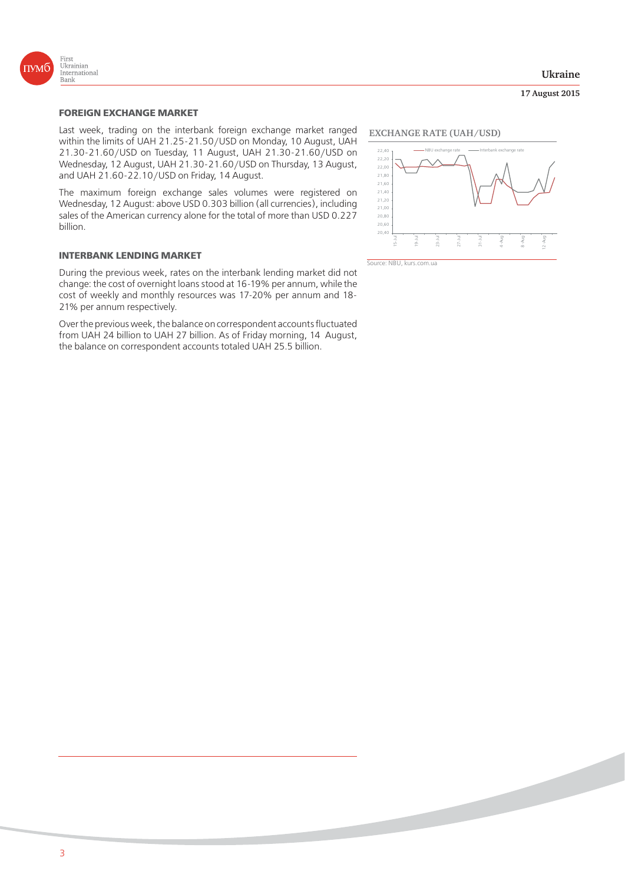## FOREIGN EXCHANGE MARKET

Last week, trading on the interbank foreign exchange market ranged within the limits of UAH 21.25-21.50/USD on Monday, 10 August, UAH 21.30-21.60/USD on Tuesday, 11 August, UAH 21.30-21.60/USD on Wednesday, 12 August, UAH 21.30-21.60/USD on Thursday, 13 August, and UAH 21.60-22.10/USD on Friday, 14 August.

The maximum foreign exchange sales volumes were registered on Wednesday, 12 August: above USD 0.303 billion (all currencies), including sales of the American currency alone for the total of more than USD 0.227 billion.

## INTERBANK LENDING MARKET

During the previous week, rates on the interbank lending market did not change: the cost of overnight loans stood at 16-19% per annum, while the cost of weekly and monthly resources was 17-20% per annum and 18-21% per annum respectively.

Over the previous week, the balance on correspondent accounts fluctuated from UAH 24 billion to UAH 27 billion. As of Friday morning, 14 August, the balance on correspondent accounts totaled UAH 25.5 billion.

### EXCHANGE RATE (UAH/USD)

Source: NBU, kurs.com.ua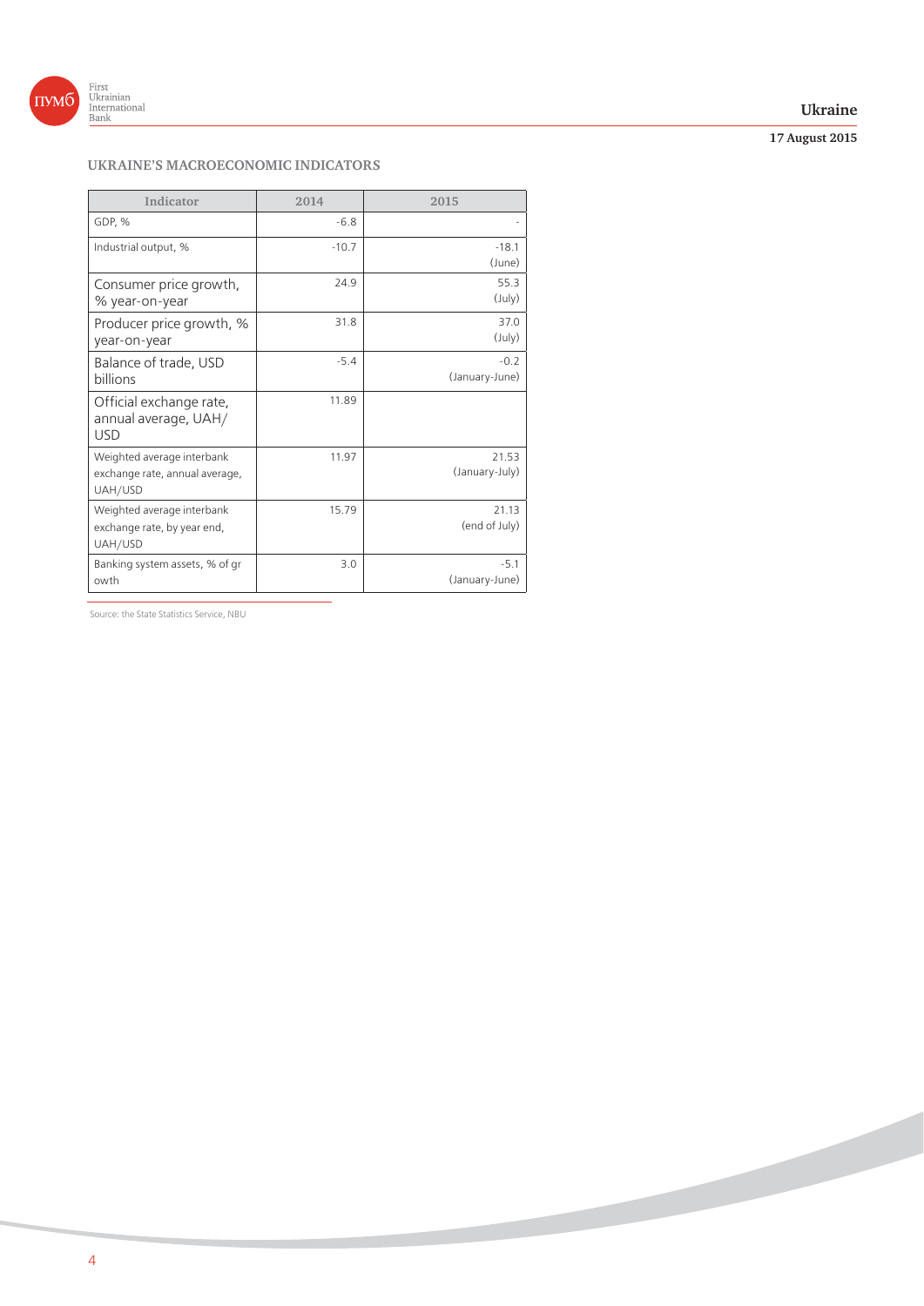## UKRAINE'S MACROECONOMIC INDICATORS

| Indicator | 2014 | 2015 |
|---|---|---|
| GDP, % | -6.8 | - |
| Industrial output, % | -10.7 | -18.1 (June) |
| Consumer price growth, % year-on-year | 24.9 | 55.3 (July) |
| Producer price growth, % year-on-year | 31.8 | 37.0 (July) |
| Balance of trade, USD billions | -5.4 | -0.2 (January-June) |
| Official exchange rate, annual average, UAH/USD | 11.89 | |
| Weighted average interbank exchange rate, annual average, UAH/USD | 11.97 | 21.53 (January-July) |
| Weighted average interbank exchange rate, by year end, UAH/USD | 15.79 | 21.13 (end of July) |
| Banking system assets, % of growth | 3.0 | -5.1 (January-June) |

Source: the State Statistics Service, NBU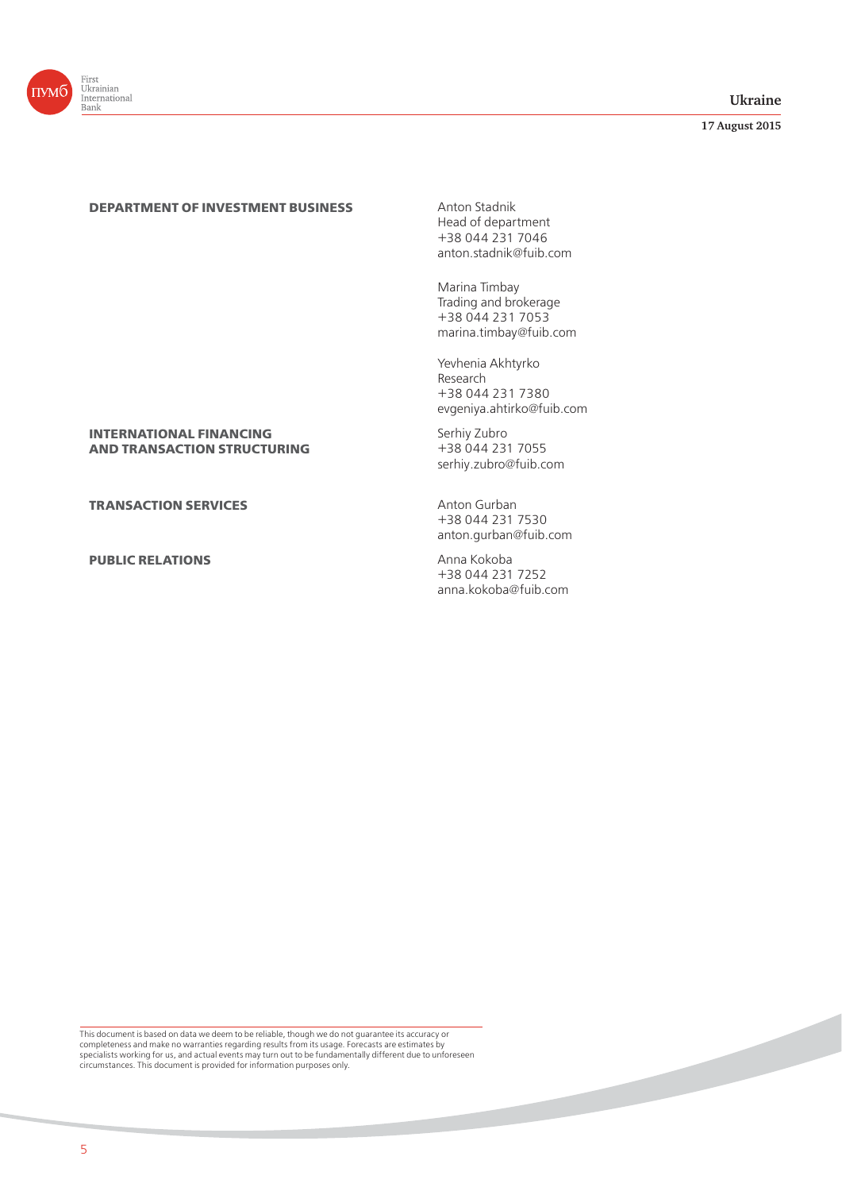**DEPARTMENT OF INVESTMENT BUSINESS**

Anton Stadnik
Head of department
+38 044 231 7046
anton.stadnik@fuib.com

Marina Timbay
Trading and brokerage
+38 044 231 7053
marina.timbay@fuib.com

Yevhenia Akhtyrko
Research
+38 044 231 7380
evgeniya.ahtirko@fuib.com

**INTERNATIONAL FINANCING AND TRANSACTION STRUCTURING**

Serhiy Zubro
+38 044 231 7055
serhiy.zubro@fuib.com

**TRANSACTION SERVICES**

Anton Gurban
+38 044 231 7530
anton.gurban@fuib.com

**PUBLIC RELATIONS**

Anna Kokoba
+38 044 231 7252
anna.kokoba@fuib.com

This document is based on data we deem to be reliable, though we do not guarantee its accuracy or completeness and make no warranties regarding results from its usage. Forecasts are estimates by specialists working for us, and actual events may turn out to be fundamentally different due to unforeseen circumstances. This document is provided for information purposes only.